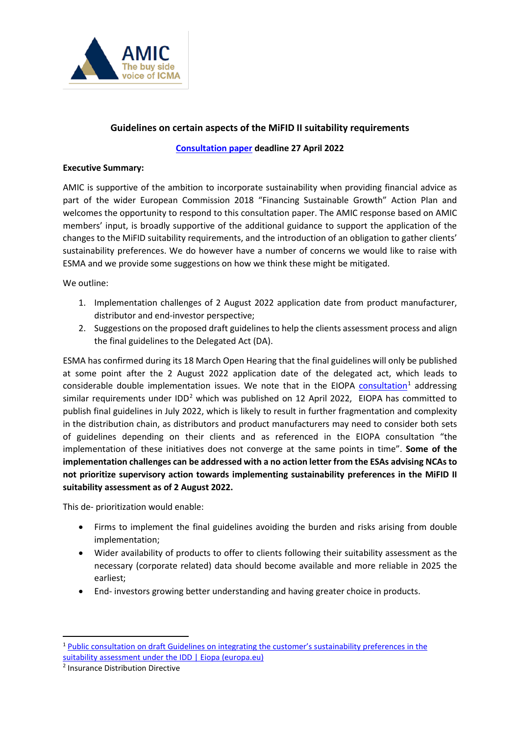# Guidelines on certain aspects of the MiFID II suitability requirements

**Consultation paper deadline 27 April 2022**

**Executive Summary:**

AMIC is supportive of the ambition to incorporate sustainability when providing financial advice as part of the wider European Commission 2018 "Financing Sustainable Growth" Action Plan and welcomes the opportunity to respond to this consultation paper. The AMIC response based on AMIC members' input, is broadly supportive of the additional guidance to support the application of the changes to the MiFID suitability requirements, and the introduction of an obligation to gather clients' sustainability preferences. We do however have a number of concerns we would like to raise with ESMA and we provide some suggestions on how we think these might be mitigated.

We outline:

1. Implementation challenges of 2 August 2022 application date from product manufacturer, distributor and end-investor perspective;
2. Suggestions on the proposed draft guidelines to help the clients assessment process and align the final guidelines to the Delegated Act (DA).

ESMA has confirmed during its 18 March Open Hearing that the final guidelines will only be published at some point after the 2 August 2022 application date of the delegated act, which leads to considerable double implementation issues. We note that in the EIOPA consultation[1] addressing similar requirements under IDD[2] which was published on 12 April 2022, EIOPA has committed to publish final guidelines in July 2022, which is likely to result in further fragmentation and complexity in the distribution chain, as distributors and product manufacturers may need to consider both sets of guidelines depending on their clients and as referenced in the EIOPA consultation "the implementation of these initiatives does not converge at the same points in time". **Some of the implementation challenges can be addressed with a no action letter from the ESAs advising NCAs to not prioritize supervisory action towards implementing sustainability preferences in the MiFID II suitability assessment as of 2 August 2022.**

This de- prioritization would enable:

- Firms to implement the final guidelines avoiding the burden and risks arising from double implementation;
- Wider availability of products to offer to clients following their suitability assessment as the necessary (corporate related) data should become available and more reliable in 2025 the earliest;
- End- investors growing better understanding and having greater choice in products.

---

[1] Public consultation on draft Guidelines on integrating the customer's sustainability preferences in the suitability assessment under the IDD | Eiopa (europa.eu)

[2] Insurance Distribution Directive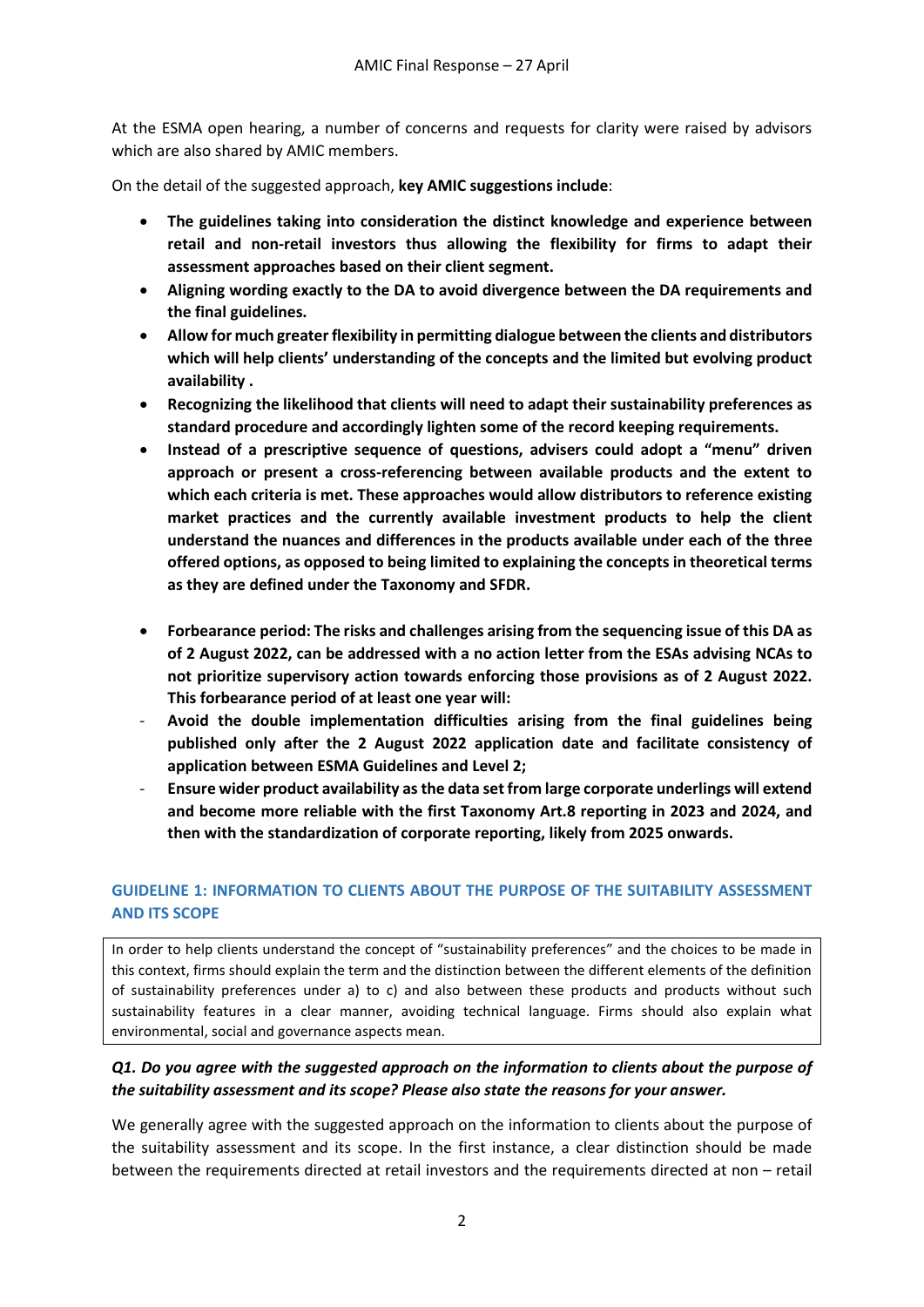At the ESMA open hearing, a number of concerns and requests for clarity were raised by advisors which are also shared by AMIC members.

On the detail of the suggested approach, **key AMIC suggestions include**:

- **The guidelines taking into consideration the distinct knowledge and experience between retail and non-retail investors thus allowing the flexibility for firms to adapt their assessment approaches based on their client segment.**
- **Aligning wording exactly to the DA to avoid divergence between the DA requirements and the final guidelines.**
- **Allow for much greater flexibility in permitting dialogue between the clients and distributors which will help clients' understanding of the concepts and the limited but evolving product availability .**
- **Recognizing the likelihood that clients will need to adapt their sustainability preferences as standard procedure and accordingly lighten some of the record keeping requirements.**
- **Instead of a prescriptive sequence of questions, advisers could adopt a "menu" driven approach or present a cross-referencing between available products and the extent to which each criteria is met. These approaches would allow distributors to reference existing market practices and the currently available investment products to help the client understand the nuances and differences in the products available under each of the three offered options, as opposed to being limited to explaining the concepts in theoretical terms as they are defined under the Taxonomy and SFDR.**
- **Forbearance period: The risks and challenges arising from the sequencing issue of this DA as of 2 August 2022, can be addressed with a no action letter from the ESAs advising NCAs to not prioritize supervisory action towards enforcing those provisions as of 2 August 2022. This forbearance period of at least one year will:**
  - **Avoid the double implementation difficulties arising from the final guidelines being published only after the 2 August 2022 application date and facilitate consistency of application between ESMA Guidelines and Level 2;**
  - **Ensure wider product availability as the data set from large corporate underlings will extend and become more reliable with the first Taxonomy Art.8 reporting in 2023 and 2024, and then with the standardization of corporate reporting, likely from 2025 onwards.**

## GUIDELINE 1: INFORMATION TO CLIENTS ABOUT THE PURPOSE OF THE SUITABILITY ASSESSMENT AND ITS SCOPE

> In order to help clients understand the concept of "sustainability preferences" and the choices to be made in this context, firms should explain the term and the distinction between the different elements of the definition of sustainability preferences under a) to c) and also between these products and products without such sustainability features in a clear manner, avoiding technical language. Firms should also explain what environmental, social and governance aspects mean.

***Q1. Do you agree with the suggested approach on the information to clients about the purpose of the suitability assessment and its scope? Please also state the reasons for your answer.***

We generally agree with the suggested approach on the information to clients about the purpose of the suitability assessment and its scope. In the first instance, a clear distinction should be made between the requirements directed at retail investors and the requirements directed at non – retail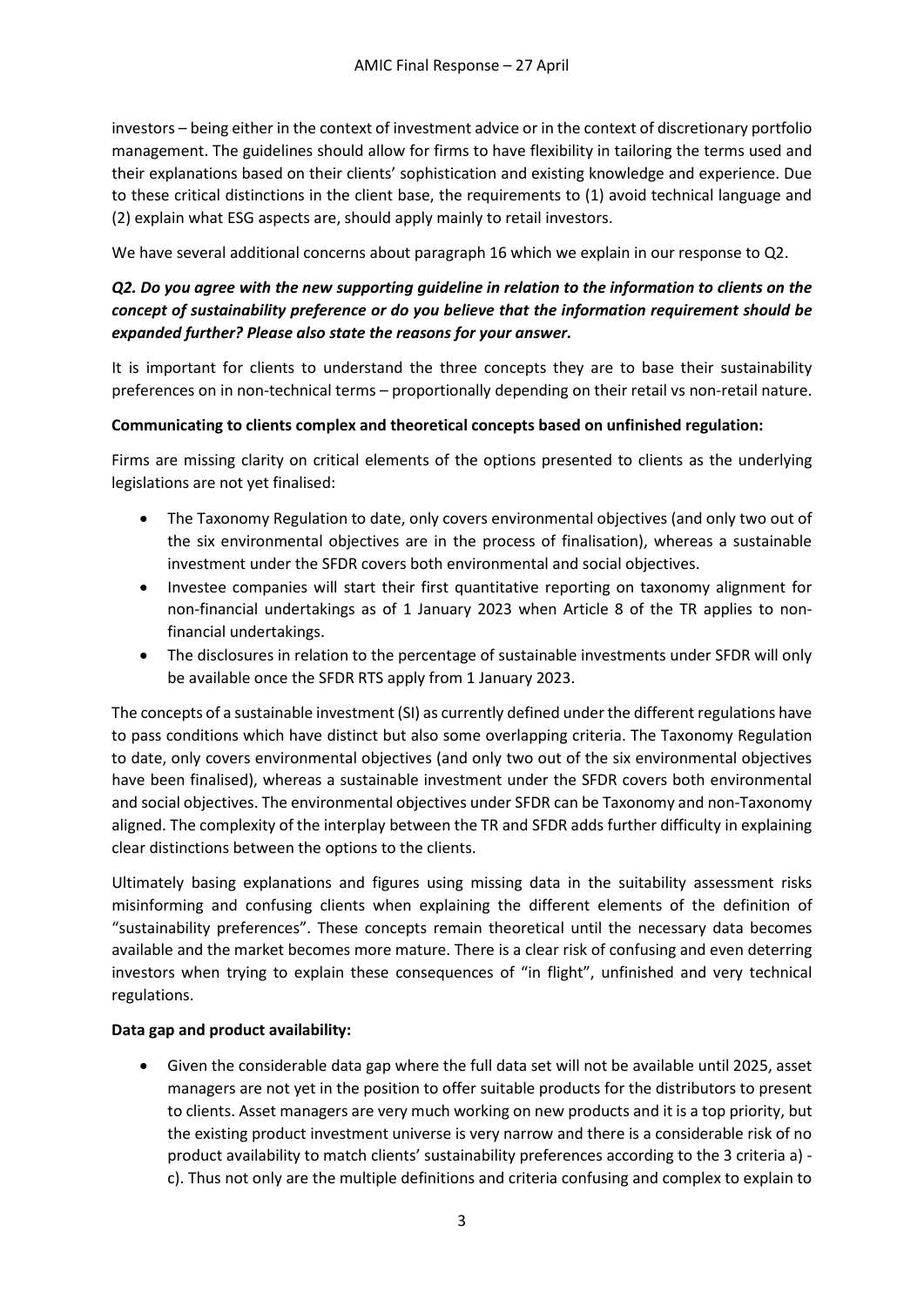investors – being either in the context of investment advice or in the context of discretionary portfolio management. The guidelines should allow for firms to have flexibility in tailoring the terms used and their explanations based on their clients' sophistication and existing knowledge and experience. Due to these critical distinctions in the client base, the requirements to (1) avoid technical language and (2) explain what ESG aspects are, should apply mainly to retail investors.

We have several additional concerns about paragraph 16 which we explain in our response to Q2.

***Q2. Do you agree with the new supporting guideline in relation to the information to clients on the concept of sustainability preference or do you believe that the information requirement should be expanded further? Please also state the reasons for your answer.***

It is important for clients to understand the three concepts they are to base their sustainability preferences on in non-technical terms – proportionally depending on their retail vs non-retail nature.

**Communicating to clients complex and theoretical concepts based on unfinished regulation:**

Firms are missing clarity on critical elements of the options presented to clients as the underlying legislations are not yet finalised:

- The Taxonomy Regulation to date, only covers environmental objectives (and only two out of the six environmental objectives are in the process of finalisation), whereas a sustainable investment under the SFDR covers both environmental and social objectives.
- Investee companies will start their first quantitative reporting on taxonomy alignment for non-financial undertakings as of 1 January 2023 when Article 8 of the TR applies to non-financial undertakings.
- The disclosures in relation to the percentage of sustainable investments under SFDR will only be available once the SFDR RTS apply from 1 January 2023.

The concepts of a sustainable investment (SI) as currently defined under the different regulations have to pass conditions which have distinct but also some overlapping criteria. The Taxonomy Regulation to date, only covers environmental objectives (and only two out of the six environmental objectives have been finalised), whereas a sustainable investment under the SFDR covers both environmental and social objectives. The environmental objectives under SFDR can be Taxonomy and non-Taxonomy aligned. The complexity of the interplay between the TR and SFDR adds further difficulty in explaining clear distinctions between the options to the clients.

Ultimately basing explanations and figures using missing data in the suitability assessment risks misinforming and confusing clients when explaining the different elements of the definition of "sustainability preferences". These concepts remain theoretical until the necessary data becomes available and the market becomes more mature. There is a clear risk of confusing and even deterring investors when trying to explain these consequences of "in flight", unfinished and very technical regulations.

**Data gap and product availability:**

- Given the considerable data gap where the full data set will not be available until 2025, asset managers are not yet in the position to offer suitable products for the distributors to present to clients. Asset managers are very much working on new products and it is a top priority, but the existing product investment universe is very narrow and there is a considerable risk of no product availability to match clients' sustainability preferences according to the 3 criteria a) - c). Thus not only are the multiple definitions and criteria confusing and complex to explain to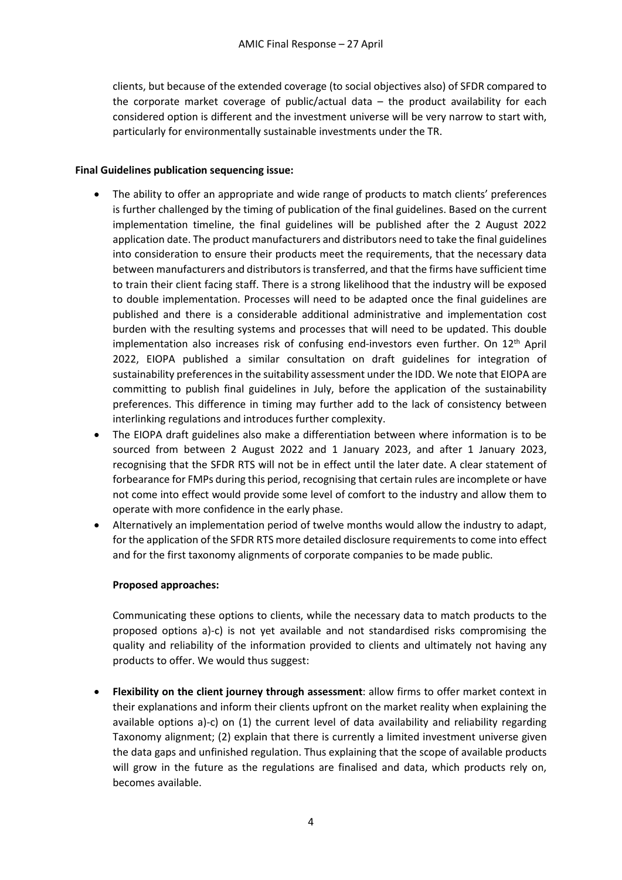clients, but because of the extended coverage (to social objectives also) of SFDR compared to the corporate market coverage of public/actual data – the product availability for each considered option is different and the investment universe will be very narrow to start with, particularly for environmentally sustainable investments under the TR.

**Final Guidelines publication sequencing issue:**

- The ability to offer an appropriate and wide range of products to match clients' preferences is further challenged by the timing of publication of the final guidelines. Based on the current implementation timeline, the final guidelines will be published after the 2 August 2022 application date. The product manufacturers and distributors need to take the final guidelines into consideration to ensure their products meet the requirements, that the necessary data between manufacturers and distributors is transferred, and that the firms have sufficient time to train their client facing staff. There is a strong likelihood that the industry will be exposed to double implementation. Processes will need to be adapted once the final guidelines are published and there is a considerable additional administrative and implementation cost burden with the resulting systems and processes that will need to be updated. This double implementation also increases risk of confusing end-investors even further. On 12th April 2022, EIOPA published a similar consultation on draft guidelines for integration of sustainability preferences in the suitability assessment under the IDD. We note that EIOPA are committing to publish final guidelines in July, before the application of the sustainability preferences. This difference in timing may further add to the lack of consistency between interlinking regulations and introduces further complexity.
- The EIOPA draft guidelines also make a differentiation between where information is to be sourced from between 2 August 2022 and 1 January 2023, and after 1 January 2023, recognising that the SFDR RTS will not be in effect until the later date. A clear statement of forbearance for FMPs during this period, recognising that certain rules are incomplete or have not come into effect would provide some level of comfort to the industry and allow them to operate with more confidence in the early phase.
- Alternatively an implementation period of twelve months would allow the industry to adapt, for the application of the SFDR RTS more detailed disclosure requirements to come into effect and for the first taxonomy alignments of corporate companies to be made public.

**Proposed approaches:**

Communicating these options to clients, while the necessary data to match products to the proposed options a)-c) is not yet available and not standardised risks compromising the quality and reliability of the information provided to clients and ultimately not having any products to offer. We would thus suggest:

- **Flexibility on the client journey through assessment**: allow firms to offer market context in their explanations and inform their clients upfront on the market reality when explaining the available options a)-c) on (1) the current level of data availability and reliability regarding Taxonomy alignment; (2) explain that there is currently a limited investment universe given the data gaps and unfinished regulation. Thus explaining that the scope of available products will grow in the future as the regulations are finalised and data, which products rely on, becomes available.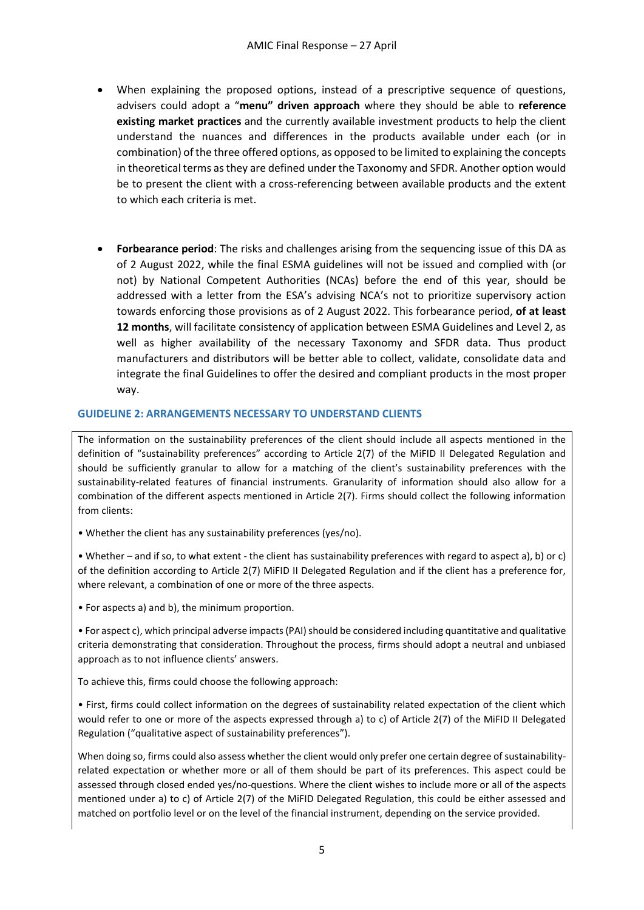- When explaining the proposed options, instead of a prescriptive sequence of questions, advisers could adopt a "**menu" driven approach** where they should be able to **reference existing market practices** and the currently available investment products to help the client understand the nuances and differences in the products available under each (or in combination) of the three offered options, as opposed to be limited to explaining the concepts in theoretical terms as they are defined under the Taxonomy and SFDR. Another option would be to present the client with a cross-referencing between available products and the extent to which each criteria is met.

- **Forbearance period**: The risks and challenges arising from the sequencing issue of this DA as of 2 August 2022, while the final ESMA guidelines will not be issued and complied with (or not) by National Competent Authorities (NCAs) before the end of this year, should be addressed with a letter from the ESA's advising NCA's not to prioritize supervisory action towards enforcing those provisions as of 2 August 2022. This forbearance period, **of at least 12 months**, will facilitate consistency of application between ESMA Guidelines and Level 2, as well as higher availability of the necessary Taxonomy and SFDR data. Thus product manufacturers and distributors will be better able to collect, validate, consolidate data and integrate the final Guidelines to offer the desired and compliant products in the most proper way.

### GUIDELINE 2: ARRANGEMENTS NECESSARY TO UNDERSTAND CLIENTS

The information on the sustainability preferences of the client should include all aspects mentioned in the definition of "sustainability preferences" according to Article 2(7) of the MiFID II Delegated Regulation and should be sufficiently granular to allow for a matching of the client's sustainability preferences with the sustainability-related features of financial instruments. Granularity of information should also allow for a combination of the different aspects mentioned in Article 2(7). Firms should collect the following information from clients:

• Whether the client has any sustainability preferences (yes/no).

• Whether – and if so, to what extent - the client has sustainability preferences with regard to aspect a), b) or c) of the definition according to Article 2(7) MiFID II Delegated Regulation and if the client has a preference for, where relevant, a combination of one or more of the three aspects.

• For aspects a) and b), the minimum proportion.

• For aspect c), which principal adverse impacts (PAI) should be considered including quantitative and qualitative criteria demonstrating that consideration. Throughout the process, firms should adopt a neutral and unbiased approach as to not influence clients' answers.

To achieve this, firms could choose the following approach:

• First, firms could collect information on the degrees of sustainability related expectation of the client which would refer to one or more of the aspects expressed through a) to c) of Article 2(7) of the MiFID II Delegated Regulation ("qualitative aspect of sustainability preferences").

When doing so, firms could also assess whether the client would only prefer one certain degree of sustainability-related expectation or whether more or all of them should be part of its preferences. This aspect could be assessed through closed ended yes/no-questions. Where the client wishes to include more or all of the aspects mentioned under a) to c) of Article 2(7) of the MiFID Delegated Regulation, this could be either assessed and matched on portfolio level or on the level of the financial instrument, depending on the service provided.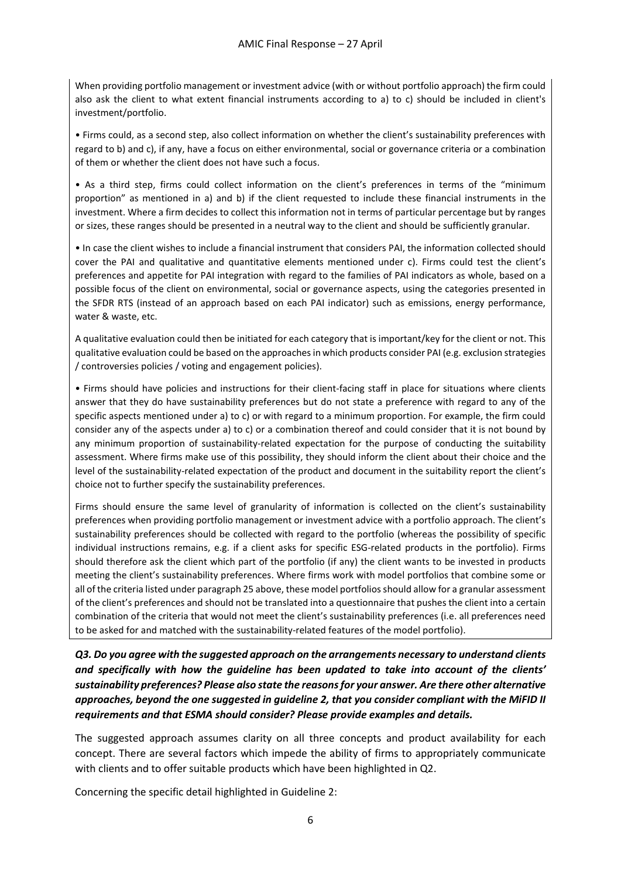When providing portfolio management or investment advice (with or without portfolio approach) the firm could also ask the client to what extent financial instruments according to a) to c) should be included in client's investment/portfolio.

- Firms could, as a second step, also collect information on whether the client's sustainability preferences with regard to b) and c), if any, have a focus on either environmental, social or governance criteria or a combination of them or whether the client does not have such a focus.

- As a third step, firms could collect information on the client's preferences in terms of the "minimum proportion" as mentioned in a) and b) if the client requested to include these financial instruments in the investment. Where a firm decides to collect this information not in terms of particular percentage but by ranges or sizes, these ranges should be presented in a neutral way to the client and should be sufficiently granular.

- In case the client wishes to include a financial instrument that considers PAI, the information collected should cover the PAI and qualitative and quantitative elements mentioned under c). Firms could test the client's preferences and appetite for PAI integration with regard to the families of PAI indicators as whole, based on a possible focus of the client on environmental, social or governance aspects, using the categories presented in the SFDR RTS (instead of an approach based on each PAI indicator) such as emissions, energy performance, water & waste, etc.

A qualitative evaluation could then be initiated for each category that is important/key for the client or not. This qualitative evaluation could be based on the approaches in which products consider PAI (e.g. exclusion strategies / controversies policies / voting and engagement policies).

- Firms should have policies and instructions for their client-facing staff in place for situations where clients answer that they do have sustainability preferences but do not state a preference with regard to any of the specific aspects mentioned under a) to c) or with regard to a minimum proportion. For example, the firm could consider any of the aspects under a) to c) or a combination thereof and could consider that it is not bound by any minimum proportion of sustainability-related expectation for the purpose of conducting the suitability assessment. Where firms make use of this possibility, they should inform the client about their choice and the level of the sustainability-related expectation of the product and document in the suitability report the client's choice not to further specify the sustainability preferences.

Firms should ensure the same level of granularity of information is collected on the client's sustainability preferences when providing portfolio management or investment advice with a portfolio approach. The client's sustainability preferences should be collected with regard to the portfolio (whereas the possibility of specific individual instructions remains, e.g. if a client asks for specific ESG-related products in the portfolio). Firms should therefore ask the client which part of the portfolio (if any) the client wants to be invested in products meeting the client's sustainability preferences. Where firms work with model portfolios that combine some or all of the criteria listed under paragraph 25 above, these model portfolios should allow for a granular assessment of the client's preferences and should not be translated into a questionnaire that pushes the client into a certain combination of the criteria that would not meet the client's sustainability preferences (i.e. all preferences need to be asked for and matched with the sustainability-related features of the model portfolio).

***Q3. Do you agree with the suggested approach on the arrangements necessary to understand clients and specifically with how the guideline has been updated to take into account of the clients' sustainability preferences? Please also state the reasons for your answer. Are there other alternative approaches, beyond the one suggested in guideline 2, that you consider compliant with the MiFID II requirements and that ESMA should consider? Please provide examples and details.***

The suggested approach assumes clarity on all three concepts and product availability for each concept. There are several factors which impede the ability of firms to appropriately communicate with clients and to offer suitable products which have been highlighted in Q2.

Concerning the specific detail highlighted in Guideline 2: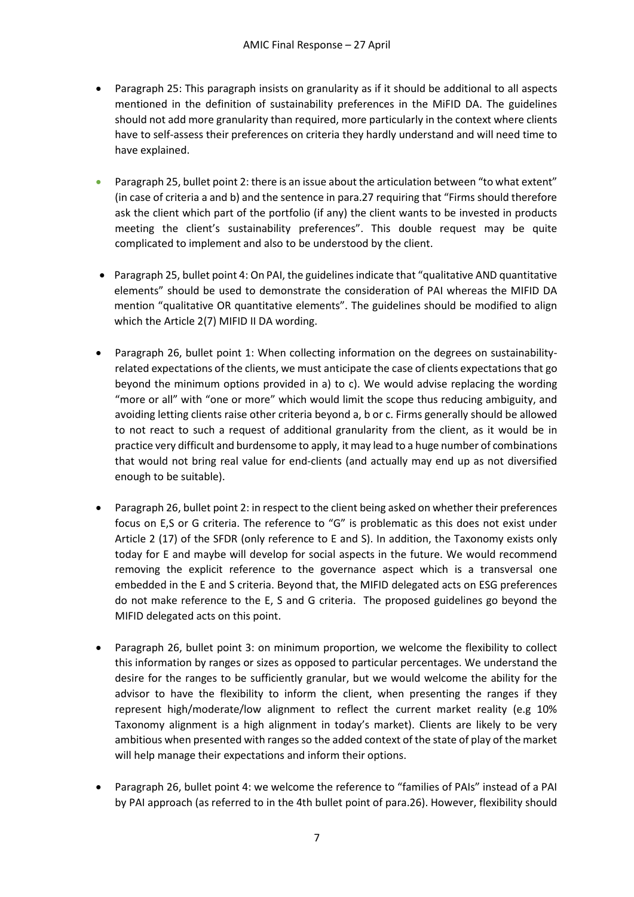- Paragraph 25: This paragraph insists on granularity as if it should be additional to all aspects mentioned in the definition of sustainability preferences in the MiFID DA. The guidelines should not add more granularity than required, more particularly in the context where clients have to self-assess their preferences on criteria they hardly understand and will need time to have explained.

- Paragraph 25, bullet point 2: there is an issue about the articulation between "to what extent" (in case of criteria a and b) and the sentence in para.27 requiring that "Firms should therefore ask the client which part of the portfolio (if any) the client wants to be invested in products meeting the client's sustainability preferences". This double request may be quite complicated to implement and also to be understood by the client.

- Paragraph 25, bullet point 4: On PAI, the guidelines indicate that "qualitative AND quantitative elements" should be used to demonstrate the consideration of PAI whereas the MIFID DA mention "qualitative OR quantitative elements". The guidelines should be modified to align which the Article 2(7) MIFID II DA wording.

- Paragraph 26, bullet point 1: When collecting information on the degrees on sustainability-related expectations of the clients, we must anticipate the case of clients expectations that go beyond the minimum options provided in a) to c). We would advise replacing the wording "more or all" with "one or more" which would limit the scope thus reducing ambiguity, and avoiding letting clients raise other criteria beyond a, b or c. Firms generally should be allowed to not react to such a request of additional granularity from the client, as it would be in practice very difficult and burdensome to apply, it may lead to a huge number of combinations that would not bring real value for end-clients (and actually may end up as not diversified enough to be suitable).

- Paragraph 26, bullet point 2: in respect to the client being asked on whether their preferences focus on E,S or G criteria. The reference to "G" is problematic as this does not exist under Article 2 (17) of the SFDR (only reference to E and S). In addition, the Taxonomy exists only today for E and maybe will develop for social aspects in the future. We would recommend removing the explicit reference to the governance aspect which is a transversal one embedded in the E and S criteria. Beyond that, the MIFID delegated acts on ESG preferences do not make reference to the E, S and G criteria. The proposed guidelines go beyond the MIFID delegated acts on this point.

- Paragraph 26, bullet point 3: on minimum proportion, we welcome the flexibility to collect this information by ranges or sizes as opposed to particular percentages. We understand the desire for the ranges to be sufficiently granular, but we would welcome the ability for the advisor to have the flexibility to inform the client, when presenting the ranges if they represent high/moderate/low alignment to reflect the current market reality (e.g 10% Taxonomy alignment is a high alignment in today's market). Clients are likely to be very ambitious when presented with ranges so the added context of the state of play of the market will help manage their expectations and inform their options.

- Paragraph 26, bullet point 4: we welcome the reference to "families of PAIs" instead of a PAI by PAI approach (as referred to in the 4th bullet point of para.26). However, flexibility should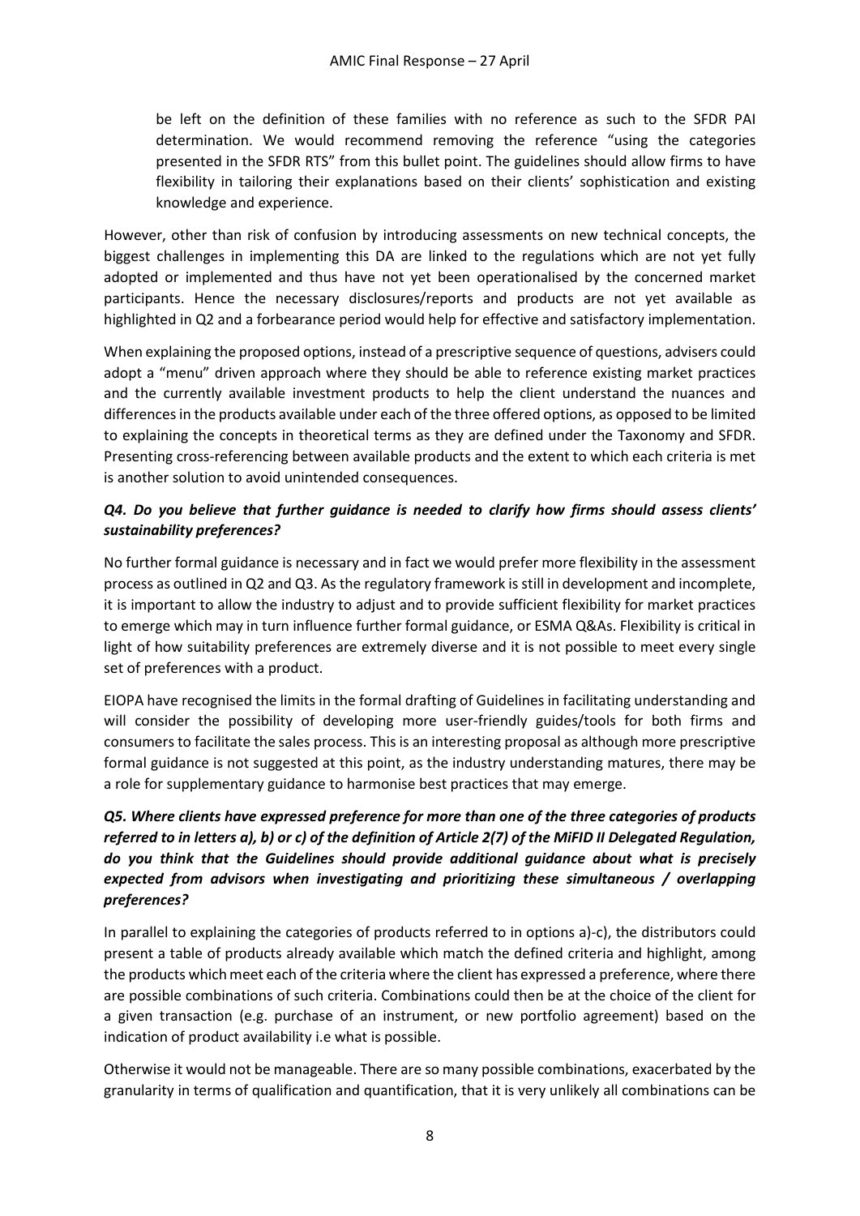be left on the definition of these families with no reference as such to the SFDR PAI determination. We would recommend removing the reference "using the categories presented in the SFDR RTS" from this bullet point. The guidelines should allow firms to have flexibility in tailoring their explanations based on their clients' sophistication and existing knowledge and experience.

However, other than risk of confusion by introducing assessments on new technical concepts, the biggest challenges in implementing this DA are linked to the regulations which are not yet fully adopted or implemented and thus have not yet been operationalised by the concerned market participants. Hence the necessary disclosures/reports and products are not yet available as highlighted in Q2 and a forbearance period would help for effective and satisfactory implementation.

When explaining the proposed options, instead of a prescriptive sequence of questions, advisers could adopt a "menu" driven approach where they should be able to reference existing market practices and the currently available investment products to help the client understand the nuances and differences in the products available under each of the three offered options, as opposed to be limited to explaining the concepts in theoretical terms as they are defined under the Taxonomy and SFDR. Presenting cross-referencing between available products and the extent to which each criteria is met is another solution to avoid unintended consequences.

***Q4. Do you believe that further guidance is needed to clarify how firms should assess clients' sustainability preferences?***

No further formal guidance is necessary and in fact we would prefer more flexibility in the assessment process as outlined in Q2 and Q3. As the regulatory framework is still in development and incomplete, it is important to allow the industry to adjust and to provide sufficient flexibility for market practices to emerge which may in turn influence further formal guidance, or ESMA Q&As. Flexibility is critical in light of how suitability preferences are extremely diverse and it is not possible to meet every single set of preferences with a product.

EIOPA have recognised the limits in the formal drafting of Guidelines in facilitating understanding and will consider the possibility of developing more user-friendly guides/tools for both firms and consumers to facilitate the sales process. This is an interesting proposal as although more prescriptive formal guidance is not suggested at this point, as the industry understanding matures, there may be a role for supplementary guidance to harmonise best practices that may emerge.

***Q5. Where clients have expressed preference for more than one of the three categories of products referred to in letters a), b) or c) of the definition of Article 2(7) of the MiFID II Delegated Regulation, do you think that the Guidelines should provide additional guidance about what is precisely expected from advisors when investigating and prioritizing these simultaneous / overlapping preferences?***

In parallel to explaining the categories of products referred to in options a)-c), the distributors could present a table of products already available which match the defined criteria and highlight, among the products which meet each of the criteria where the client has expressed a preference, where there are possible combinations of such criteria. Combinations could then be at the choice of the client for a given transaction (e.g. purchase of an instrument, or new portfolio agreement) based on the indication of product availability i.e what is possible.

Otherwise it would not be manageable. There are so many possible combinations, exacerbated by the granularity in terms of qualification and quantification, that it is very unlikely all combinations can be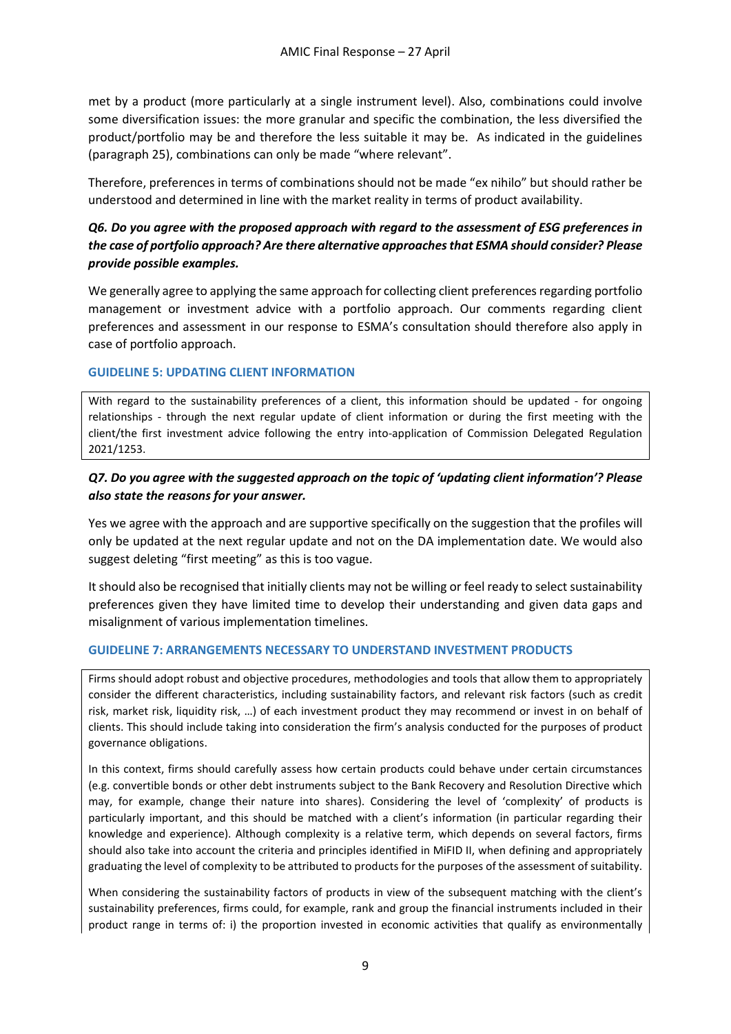met by a product (more particularly at a single instrument level). Also, combinations could involve some diversification issues: the more granular and specific the combination, the less diversified the product/portfolio may be and therefore the less suitable it may be. As indicated in the guidelines (paragraph 25), combinations can only be made "where relevant".

Therefore, preferences in terms of combinations should not be made "ex nihilo" but should rather be understood and determined in line with the market reality in terms of product availability.

***Q6. Do you agree with the proposed approach with regard to the assessment of ESG preferences in the case of portfolio approach? Are there alternative approaches that ESMA should consider? Please provide possible examples.***

We generally agree to applying the same approach for collecting client preferences regarding portfolio management or investment advice with a portfolio approach. Our comments regarding client preferences and assessment in our response to ESMA's consultation should therefore also apply in case of portfolio approach.

#### GUIDELINE 5: UPDATING CLIENT INFORMATION

> With regard to the sustainability preferences of a client, this information should be updated - for ongoing relationships - through the next regular update of client information or during the first meeting with the client/the first investment advice following the entry into-application of Commission Delegated Regulation 2021/1253.

***Q7. Do you agree with the suggested approach on the topic of 'updating client information'? Please also state the reasons for your answer.***

Yes we agree with the approach and are supportive specifically on the suggestion that the profiles will only be updated at the next regular update and not on the DA implementation date. We would also suggest deleting "first meeting" as this is too vague.

It should also be recognised that initially clients may not be willing or feel ready to select sustainability preferences given they have limited time to develop their understanding and given data gaps and misalignment of various implementation timelines.

#### GUIDELINE 7: ARRANGEMENTS NECESSARY TO UNDERSTAND INVESTMENT PRODUCTS

> Firms should adopt robust and objective procedures, methodologies and tools that allow them to appropriately consider the different characteristics, including sustainability factors, and relevant risk factors (such as credit risk, market risk, liquidity risk, …) of each investment product they may recommend or invest in on behalf of clients. This should include taking into consideration the firm's analysis conducted for the purposes of product governance obligations.
>
> In this context, firms should carefully assess how certain products could behave under certain circumstances (e.g. convertible bonds or other debt instruments subject to the Bank Recovery and Resolution Directive which may, for example, change their nature into shares). Considering the level of 'complexity' of products is particularly important, and this should be matched with a client's information (in particular regarding their knowledge and experience). Although complexity is a relative term, which depends on several factors, firms should also take into account the criteria and principles identified in MiFID II, when defining and appropriately graduating the level of complexity to be attributed to products for the purposes of the assessment of suitability.
>
> When considering the sustainability factors of products in view of the subsequent matching with the client's sustainability preferences, firms could, for example, rank and group the financial instruments included in their product range in terms of: i) the proportion invested in economic activities that qualify as environmentally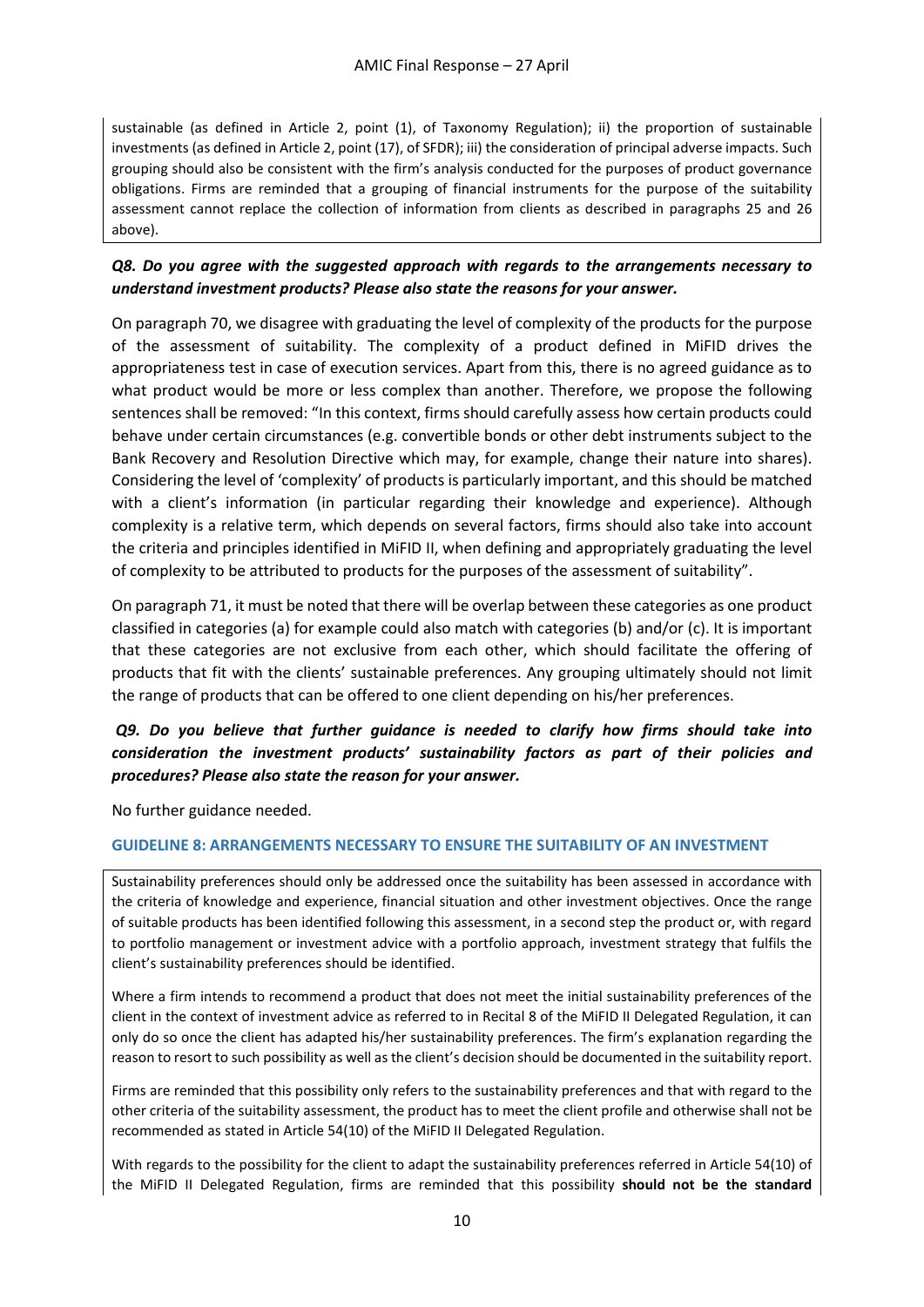sustainable (as defined in Article 2, point (1), of Taxonomy Regulation); ii) the proportion of sustainable investments (as defined in Article 2, point (17), of SFDR); iii) the consideration of principal adverse impacts. Such grouping should also be consistent with the firm's analysis conducted for the purposes of product governance obligations. Firms are reminded that a grouping of financial instruments for the purpose of the suitability assessment cannot replace the collection of information from clients as described in paragraphs 25 and 26 above).

***Q8. Do you agree with the suggested approach with regards to the arrangements necessary to understand investment products? Please also state the reasons for your answer.***

On paragraph 70, we disagree with graduating the level of complexity of the products for the purpose of the assessment of suitability. The complexity of a product defined in MiFID drives the appropriateness test in case of execution services. Apart from this, there is no agreed guidance as to what product would be more or less complex than another. Therefore, we propose the following sentences shall be removed: "In this context, firms should carefully assess how certain products could behave under certain circumstances (e.g. convertible bonds or other debt instruments subject to the Bank Recovery and Resolution Directive which may, for example, change their nature into shares). Considering the level of 'complexity' of products is particularly important, and this should be matched with a client's information (in particular regarding their knowledge and experience). Although complexity is a relative term, which depends on several factors, firms should also take into account the criteria and principles identified in MiFID II, when defining and appropriately graduating the level of complexity to be attributed to products for the purposes of the assessment of suitability".

On paragraph 71, it must be noted that there will be overlap between these categories as one product classified in categories (a) for example could also match with categories (b) and/or (c). It is important that these categories are not exclusive from each other, which should facilitate the offering of products that fit with the clients' sustainable preferences. Any grouping ultimately should not limit the range of products that can be offered to one client depending on his/her preferences.

***Q9. Do you believe that further guidance is needed to clarify how firms should take into consideration the investment products' sustainability factors as part of their policies and procedures? Please also state the reason for your answer.***

No further guidance needed.

#### GUIDELINE 8: ARRANGEMENTS NECESSARY TO ENSURE THE SUITABILITY OF AN INVESTMENT

Sustainability preferences should only be addressed once the suitability has been assessed in accordance with the criteria of knowledge and experience, financial situation and other investment objectives. Once the range of suitable products has been identified following this assessment, in a second step the product or, with regard to portfolio management or investment advice with a portfolio approach, investment strategy that fulfils the client's sustainability preferences should be identified.

Where a firm intends to recommend a product that does not meet the initial sustainability preferences of the client in the context of investment advice as referred to in Recital 8 of the MiFID II Delegated Regulation, it can only do so once the client has adapted his/her sustainability preferences. The firm's explanation regarding the reason to resort to such possibility as well as the client's decision should be documented in the suitability report.

Firms are reminded that this possibility only refers to the sustainability preferences and that with regard to the other criteria of the suitability assessment, the product has to meet the client profile and otherwise shall not be recommended as stated in Article 54(10) of the MiFID II Delegated Regulation.

With regards to the possibility for the client to adapt the sustainability preferences referred in Article 54(10) of the MiFID II Delegated Regulation, firms are reminded that this possibility **should not be the standard**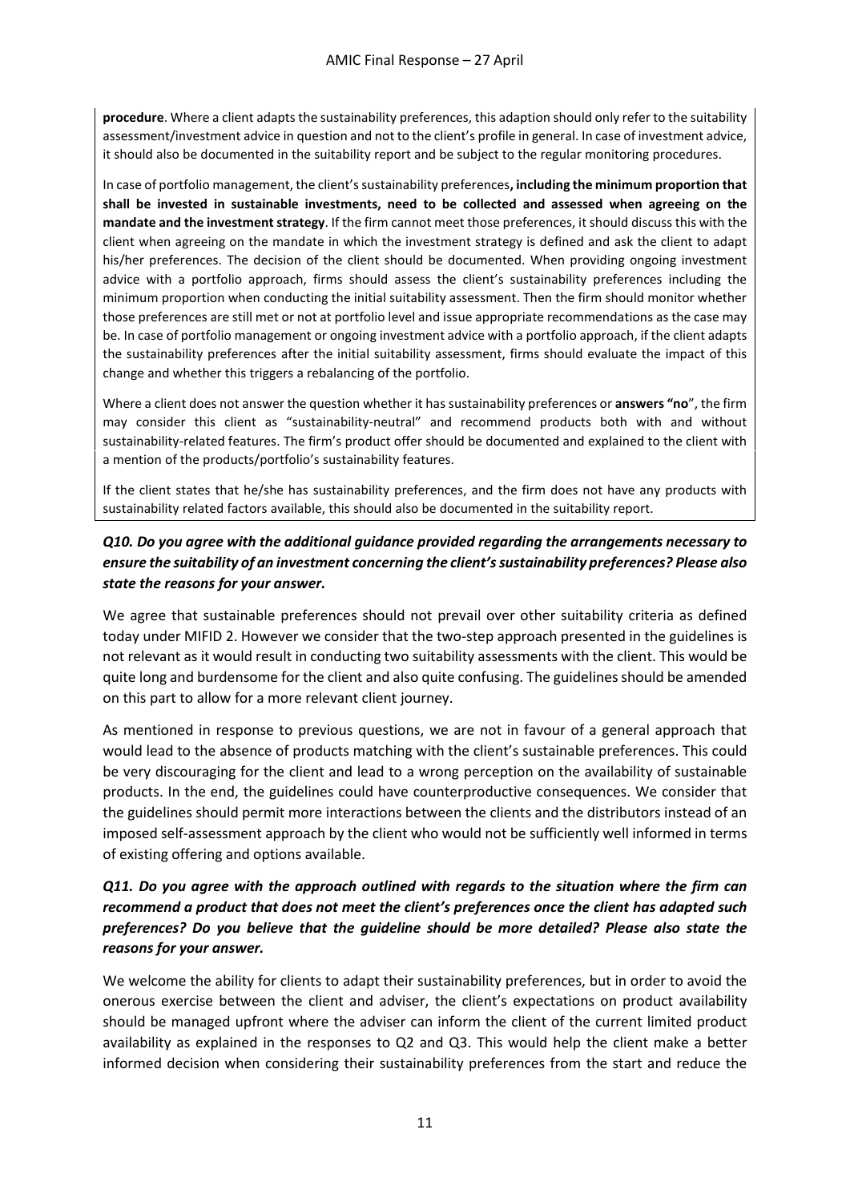**procedure**. Where a client adapts the sustainability preferences, this adaption should only refer to the suitability assessment/investment advice in question and not to the client's profile in general. In case of investment advice, it should also be documented in the suitability report and be subject to the regular monitoring procedures.

In case of portfolio management, the client's sustainability preferences**, including the minimum proportion that shall be invested in sustainable investments, need to be collected and assessed when agreeing on the mandate and the investment strategy**. If the firm cannot meet those preferences, it should discuss this with the client when agreeing on the mandate in which the investment strategy is defined and ask the client to adapt his/her preferences. The decision of the client should be documented. When providing ongoing investment advice with a portfolio approach, firms should assess the client's sustainability preferences including the minimum proportion when conducting the initial suitability assessment. Then the firm should monitor whether those preferences are still met or not at portfolio level and issue appropriate recommendations as the case may be. In case of portfolio management or ongoing investment advice with a portfolio approach, if the client adapts the sustainability preferences after the initial suitability assessment, firms should evaluate the impact of this change and whether this triggers a rebalancing of the portfolio.

Where a client does not answer the question whether it has sustainability preferences or **answers "no**", the firm may consider this client as "sustainability-neutral" and recommend products both with and without sustainability-related features. The firm's product offer should be documented and explained to the client with a mention of the products/portfolio's sustainability features.

If the client states that he/she has sustainability preferences, and the firm does not have any products with sustainability related factors available, this should also be documented in the suitability report.

***Q10. Do you agree with the additional guidance provided regarding the arrangements necessary to ensure the suitability of an investment concerning the client's sustainability preferences? Please also state the reasons for your answer.***

We agree that sustainable preferences should not prevail over other suitability criteria as defined today under MIFID 2. However we consider that the two-step approach presented in the guidelines is not relevant as it would result in conducting two suitability assessments with the client. This would be quite long and burdensome for the client and also quite confusing. The guidelines should be amended on this part to allow for a more relevant client journey.

As mentioned in response to previous questions, we are not in favour of a general approach that would lead to the absence of products matching with the client's sustainable preferences. This could be very discouraging for the client and lead to a wrong perception on the availability of sustainable products. In the end, the guidelines could have counterproductive consequences. We consider that the guidelines should permit more interactions between the clients and the distributors instead of an imposed self-assessment approach by the client who would not be sufficiently well informed in terms of existing offering and options available.

***Q11. Do you agree with the approach outlined with regards to the situation where the firm can recommend a product that does not meet the client's preferences once the client has adapted such preferences? Do you believe that the guideline should be more detailed? Please also state the reasons for your answer.***

We welcome the ability for clients to adapt their sustainability preferences, but in order to avoid the onerous exercise between the client and adviser, the client's expectations on product availability should be managed upfront where the adviser can inform the client of the current limited product availability as explained in the responses to Q2 and Q3. This would help the client make a better informed decision when considering their sustainability preferences from the start and reduce the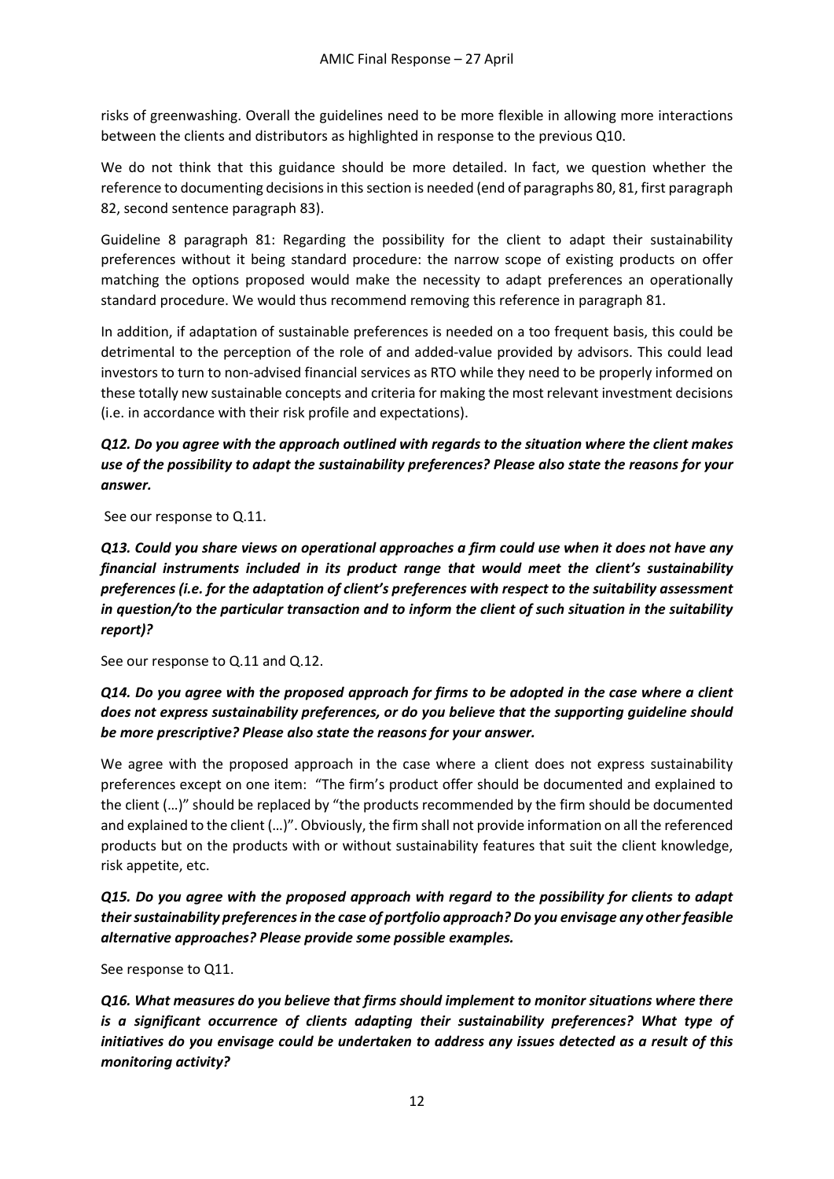risks of greenwashing. Overall the guidelines need to be more flexible in allowing more interactions between the clients and distributors as highlighted in response to the previous Q10.

We do not think that this guidance should be more detailed. In fact, we question whether the reference to documenting decisions in this section is needed (end of paragraphs 80, 81, first paragraph 82, second sentence paragraph 83).

Guideline 8 paragraph 81: Regarding the possibility for the client to adapt their sustainability preferences without it being standard procedure: the narrow scope of existing products on offer matching the options proposed would make the necessity to adapt preferences an operationally standard procedure. We would thus recommend removing this reference in paragraph 81.

In addition, if adaptation of sustainable preferences is needed on a too frequent basis, this could be detrimental to the perception of the role of and added-value provided by advisors. This could lead investors to turn to non-advised financial services as RTO while they need to be properly informed on these totally new sustainable concepts and criteria for making the most relevant investment decisions (i.e. in accordance with their risk profile and expectations).

***Q12. Do you agree with the approach outlined with regards to the situation where the client makes use of the possibility to adapt the sustainability preferences? Please also state the reasons for your answer.***

See our response to Q.11.

***Q13. Could you share views on operational approaches a firm could use when it does not have any financial instruments included in its product range that would meet the client's sustainability preferences (i.e. for the adaptation of client's preferences with respect to the suitability assessment in question/to the particular transaction and to inform the client of such situation in the suitability report)?***

See our response to Q.11 and Q.12.

***Q14. Do you agree with the proposed approach for firms to be adopted in the case where a client does not express sustainability preferences, or do you believe that the supporting guideline should be more prescriptive? Please also state the reasons for your answer.***

We agree with the proposed approach in the case where a client does not express sustainability preferences except on one item: "The firm's product offer should be documented and explained to the client (…)" should be replaced by "the products recommended by the firm should be documented and explained to the client (…)". Obviously, the firm shall not provide information on all the referenced products but on the products with or without sustainability features that suit the client knowledge, risk appetite, etc.

***Q15. Do you agree with the proposed approach with regard to the possibility for clients to adapt their sustainability preferences in the case of portfolio approach? Do you envisage any other feasible alternative approaches? Please provide some possible examples.***

See response to Q11.

***Q16. What measures do you believe that firms should implement to monitor situations where there is a significant occurrence of clients adapting their sustainability preferences? What type of initiatives do you envisage could be undertaken to address any issues detected as a result of this monitoring activity?***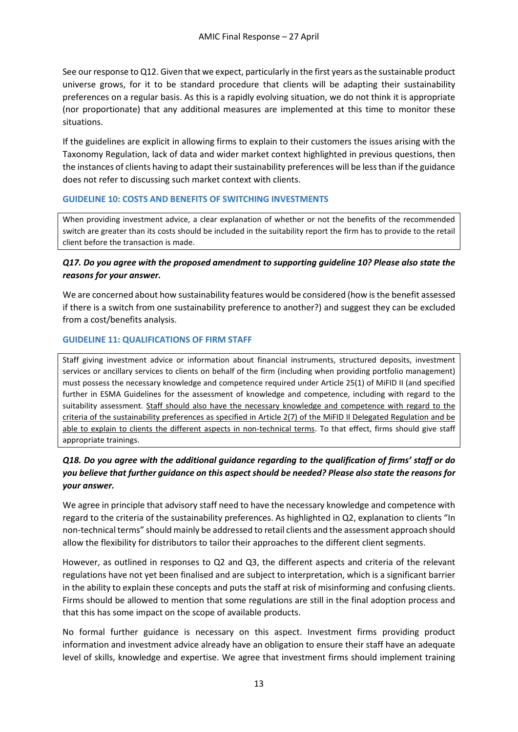See our response to Q12. Given that we expect, particularly in the first years as the sustainable product universe grows, for it to be standard procedure that clients will be adapting their sustainability preferences on a regular basis. As this is a rapidly evolving situation, we do not think it is appropriate (nor proportionate) that any additional measures are implemented at this time to monitor these situations.

If the guidelines are explicit in allowing firms to explain to their customers the issues arising with the Taxonomy Regulation, lack of data and wider market context highlighted in previous questions, then the instances of clients having to adapt their sustainability preferences will be less than if the guidance does not refer to discussing such market context with clients.

### GUIDELINE 10: COSTS AND BENEFITS OF SWITCHING INVESTMENTS

> When providing investment advice, a clear explanation of whether or not the benefits of the recommended switch are greater than its costs should be included in the suitability report the firm has to provide to the retail client before the transaction is made.

***Q17. Do you agree with the proposed amendment to supporting guideline 10? Please also state the reasons for your answer.***

We are concerned about how sustainability features would be considered (how is the benefit assessed if there is a switch from one sustainability preference to another?) and suggest they can be excluded from a cost/benefits analysis.

### GUIDELINE 11: QUALIFICATIONS OF FIRM STAFF

> Staff giving investment advice or information about financial instruments, structured deposits, investment services or ancillary services to clients on behalf of the firm (including when providing portfolio management) must possess the necessary knowledge and competence required under Article 25(1) of MiFID II (and specified further in ESMA Guidelines for the assessment of knowledge and competence, including with regard to the suitability assessment. <u>Staff should also have the necessary knowledge and competence with regard to the criteria of the sustainability preferences as specified in Article 2(7) of the MiFID II Delegated Regulation and be able to explain to clients the different aspects in non-technical terms</u>. To that effect, firms should give staff appropriate trainings.

***Q18. Do you agree with the additional guidance regarding to the qualification of firms' staff or do you believe that further guidance on this aspect should be needed? Please also state the reasons for your answer.***

We agree in principle that advisory staff need to have the necessary knowledge and competence with regard to the criteria of the sustainability preferences. As highlighted in Q2, explanation to clients "In non-technical terms" should mainly be addressed to retail clients and the assessment approach should allow the flexibility for distributors to tailor their approaches to the different client segments.

However, as outlined in responses to Q2 and Q3, the different aspects and criteria of the relevant regulations have not yet been finalised and are subject to interpretation, which is a significant barrier in the ability to explain these concepts and puts the staff at risk of misinforming and confusing clients. Firms should be allowed to mention that some regulations are still in the final adoption process and that this has some impact on the scope of available products.

No formal further guidance is necessary on this aspect. Investment firms providing product information and investment advice already have an obligation to ensure their staff have an adequate level of skills, knowledge and expertise. We agree that investment firms should implement training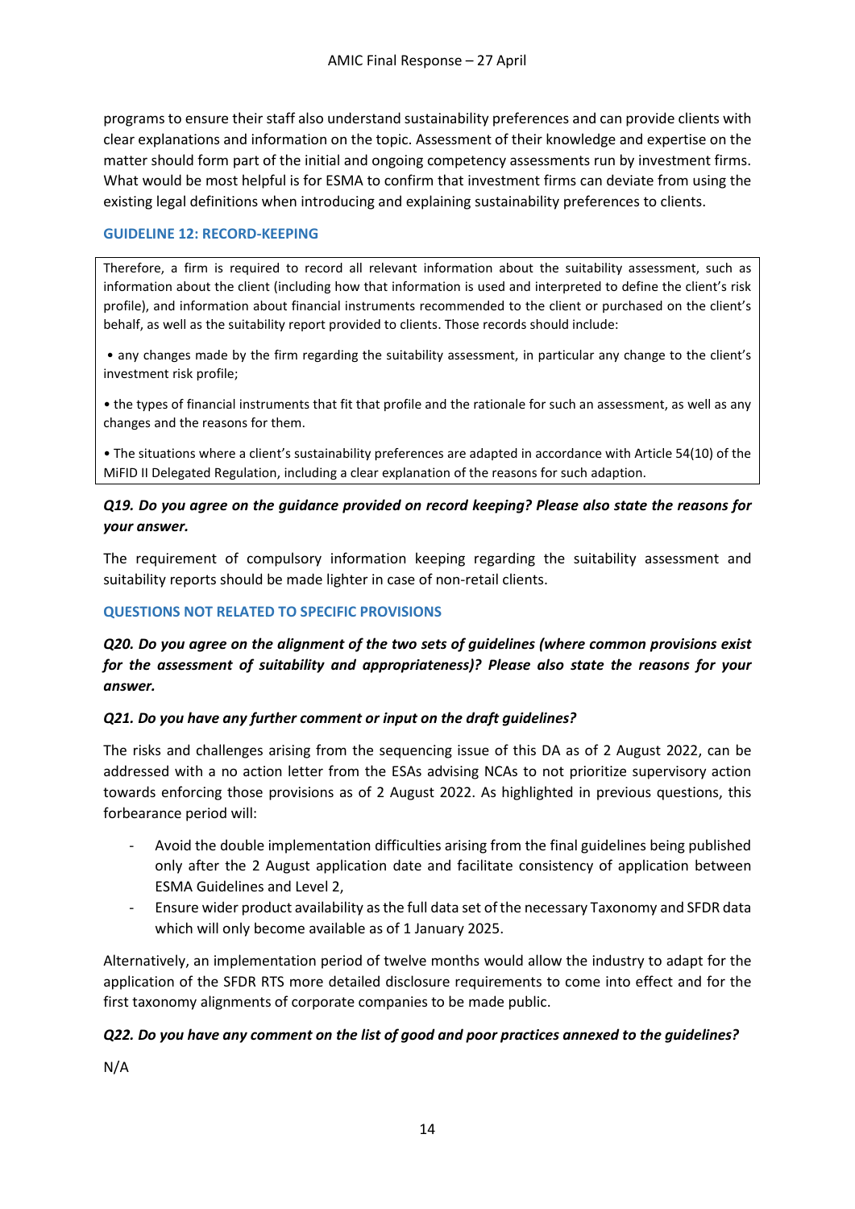programs to ensure their staff also understand sustainability preferences and can provide clients with clear explanations and information on the topic. Assessment of their knowledge and expertise on the matter should form part of the initial and ongoing competency assessments run by investment firms. What would be most helpful is for ESMA to confirm that investment firms can deviate from using the existing legal definitions when introducing and explaining sustainability preferences to clients.

### GUIDELINE 12: RECORD-KEEPING

> Therefore, a firm is required to record all relevant information about the suitability assessment, such as information about the client (including how that information is used and interpreted to define the client's risk profile), and information about financial instruments recommended to the client or purchased on the client's behalf, as well as the suitability report provided to clients. Those records should include:
>
> • any changes made by the firm regarding the suitability assessment, in particular any change to the client's investment risk profile;
>
> • the types of financial instruments that fit that profile and the rationale for such an assessment, as well as any changes and the reasons for them.
>
> • The situations where a client's sustainability preferences are adapted in accordance with Article 54(10) of the MiFID II Delegated Regulation, including a clear explanation of the reasons for such adaption.

***Q19. Do you agree on the guidance provided on record keeping? Please also state the reasons for your answer.***

The requirement of compulsory information keeping regarding the suitability assessment and suitability reports should be made lighter in case of non-retail clients.

### QUESTIONS NOT RELATED TO SPECIFIC PROVISIONS

***Q20. Do you agree on the alignment of the two sets of guidelines (where common provisions exist for the assessment of suitability and appropriateness)? Please also state the reasons for your answer.***

***Q21. Do you have any further comment or input on the draft guidelines?***

The risks and challenges arising from the sequencing issue of this DA as of 2 August 2022, can be addressed with a no action letter from the ESAs advising NCAs to not prioritize supervisory action towards enforcing those provisions as of 2 August 2022. As highlighted in previous questions, this forbearance period will:

- Avoid the double implementation difficulties arising from the final guidelines being published only after the 2 August application date and facilitate consistency of application between ESMA Guidelines and Level 2,
- Ensure wider product availability as the full data set of the necessary Taxonomy and SFDR data which will only become available as of 1 January 2025.

Alternatively, an implementation period of twelve months would allow the industry to adapt for the application of the SFDR RTS more detailed disclosure requirements to come into effect and for the first taxonomy alignments of corporate companies to be made public.

***Q22. Do you have any comment on the list of good and poor practices annexed to the guidelines?***

N/A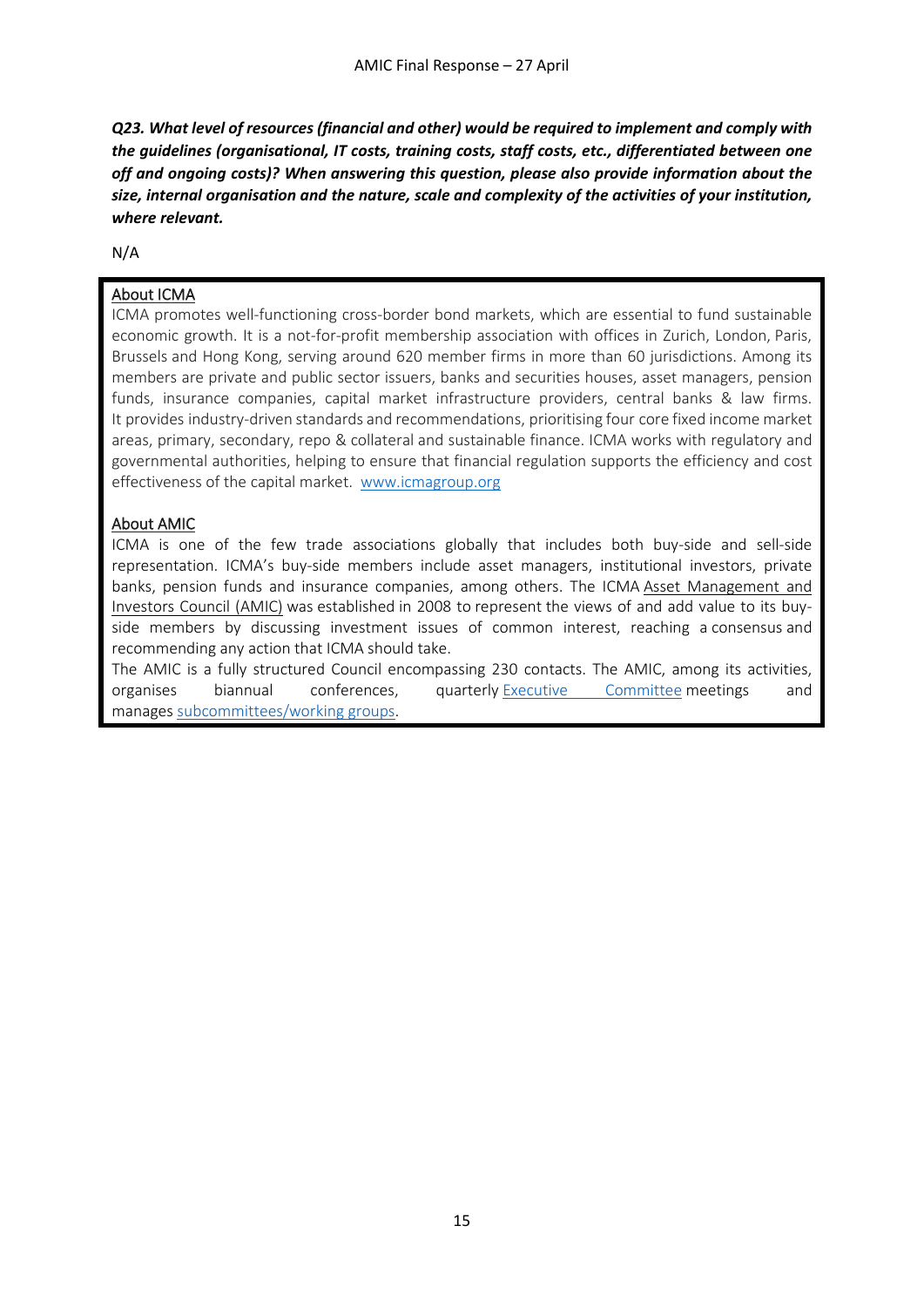***Q23. What level of resources (financial and other) would be required to implement and comply with the guidelines (organisational, IT costs, training costs, staff costs, etc., differentiated between one off and ongoing costs)? When answering this question, please also provide information about the size, internal organisation and the nature, scale and complexity of the activities of your institution, where relevant.***

N/A

<u>About ICMA</u>

ICMA promotes well-functioning cross-border bond markets, which are essential to fund sustainable economic growth. It is a not-for-profit membership association with offices in Zurich, London, Paris, Brussels and Hong Kong, serving around 620 member firms in more than 60 jurisdictions. Among its members are private and public sector issuers, banks and securities houses, asset managers, pension funds, insurance companies, capital market infrastructure providers, central banks & law firms. It provides industry-driven standards and recommendations, prioritising four core fixed income market areas, primary, secondary, repo & collateral and sustainable finance. ICMA works with regulatory and governmental authorities, helping to ensure that financial regulation supports the efficiency and cost effectiveness of the capital market. www.icmagroup.org

<u>About AMIC</u>

ICMA is one of the few trade associations globally that includes both buy-side and sell-side representation. ICMA's buy-side members include asset managers, institutional investors, private banks, pension funds and insurance companies, among others. The ICMA Asset Management and Investors Council (AMIC) was established in 2008 to represent the views of and add value to its buy-side members by discussing investment issues of common interest, reaching a consensus and recommending any action that ICMA should take.

The AMIC is a fully structured Council encompassing 230 contacts. The AMIC, among its activities, organises biannual conferences, quarterly Executive Committee meetings and manages subcommittees/working groups.